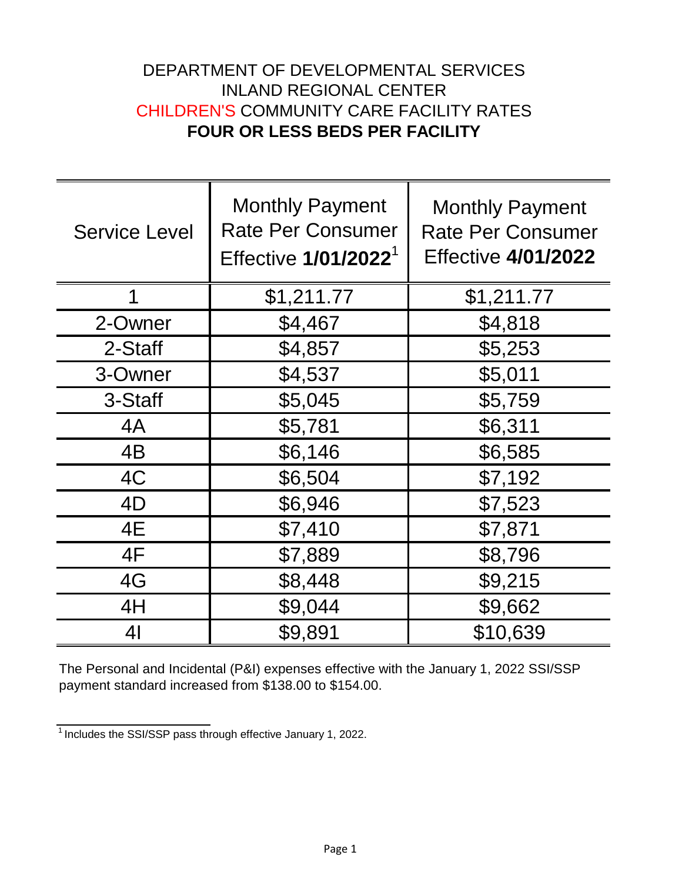DEPARTMENT OF DEVELOPMENTAL SERVICES
INLAND REGIONAL CENTER
CHILDREN'S COMMUNITY CARE FACILITY RATES
**FOUR OR LESS BEDS PER FACILITY**

| Service Level | Monthly Payment Rate Per Consumer Effective **1/01/2022**[1] | Monthly Payment Rate Per Consumer Effective **4/01/2022** |
|---|---|---|
| 1 | $1,211.77 | $1,211.77 |
| 2-Owner | $4,467 | $4,818 |
| 2-Staff | $4,857 | $5,253 |
| 3-Owner | $4,537 | $5,011 |
| 3-Staff | $5,045 | $5,759 |
| 4A | $5,781 | $6,311 |
| 4B | $6,146 | $6,585 |
| 4C | $6,504 | $7,192 |
| 4D | $6,946 | $7,523 |
| 4E | $7,410 | $7,871 |
| 4F | $7,889 | $8,796 |
| 4G | $8,448 | $9,215 |
| 4H | $9,044 | $9,662 |
| 4I | $9,891 | $10,639 |

The Personal and Incidental (P&I) expenses effective with the January 1, 2022 SSI/SSP payment standard increased from $138.00 to $154.00.

[1] Includes the SSI/SSP pass through effective January 1, 2022.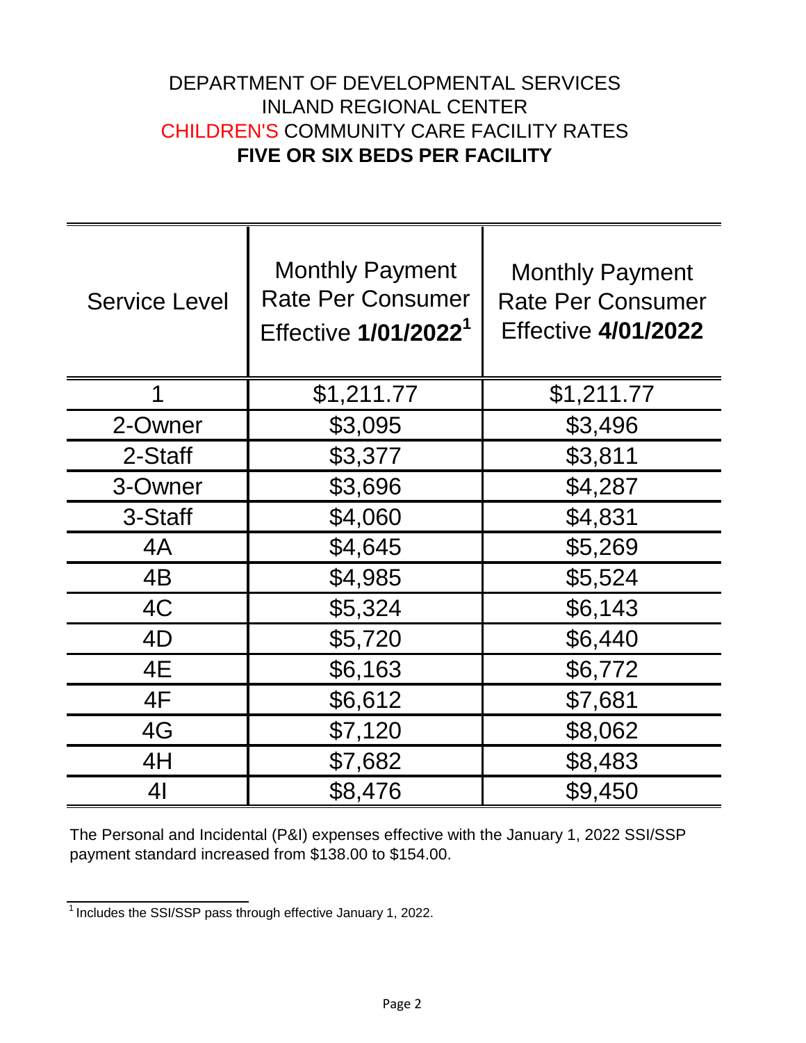# DEPARTMENT OF DEVELOPMENTAL SERVICES
# INLAND REGIONAL CENTER
# CHILDREN'S COMMUNITY CARE FACILITY RATES
# **FIVE OR SIX BEDS PER FACILITY**

| Service Level | Monthly Payment Rate Per Consumer Effective **1/01/2022**[1] | Monthly Payment Rate Per Consumer Effective **4/01/2022** |
|---|---|---|
| 1 | $1,211.77 | $1,211.77 |
| 2-Owner | $3,095 | $3,496 |
| 2-Staff | $3,377 | $3,811 |
| 3-Owner | $3,696 | $4,287 |
| 3-Staff | $4,060 | $4,831 |
| 4A | $4,645 | $5,269 |
| 4B | $4,985 | $5,524 |
| 4C | $5,324 | $6,143 |
| 4D | $5,720 | $6,440 |
| 4E | $6,163 | $6,772 |
| 4F | $6,612 | $7,681 |
| 4G | $7,120 | $8,062 |
| 4H | $7,682 | $8,483 |
| 4I | $8,476 | $9,450 |

The Personal and Incidental (P&I) expenses effective with the January 1, 2022 SSI/SSP payment standard increased from $138.00 to $154.00.

[1] Includes the SSI/SSP pass through effective January 1, 2022.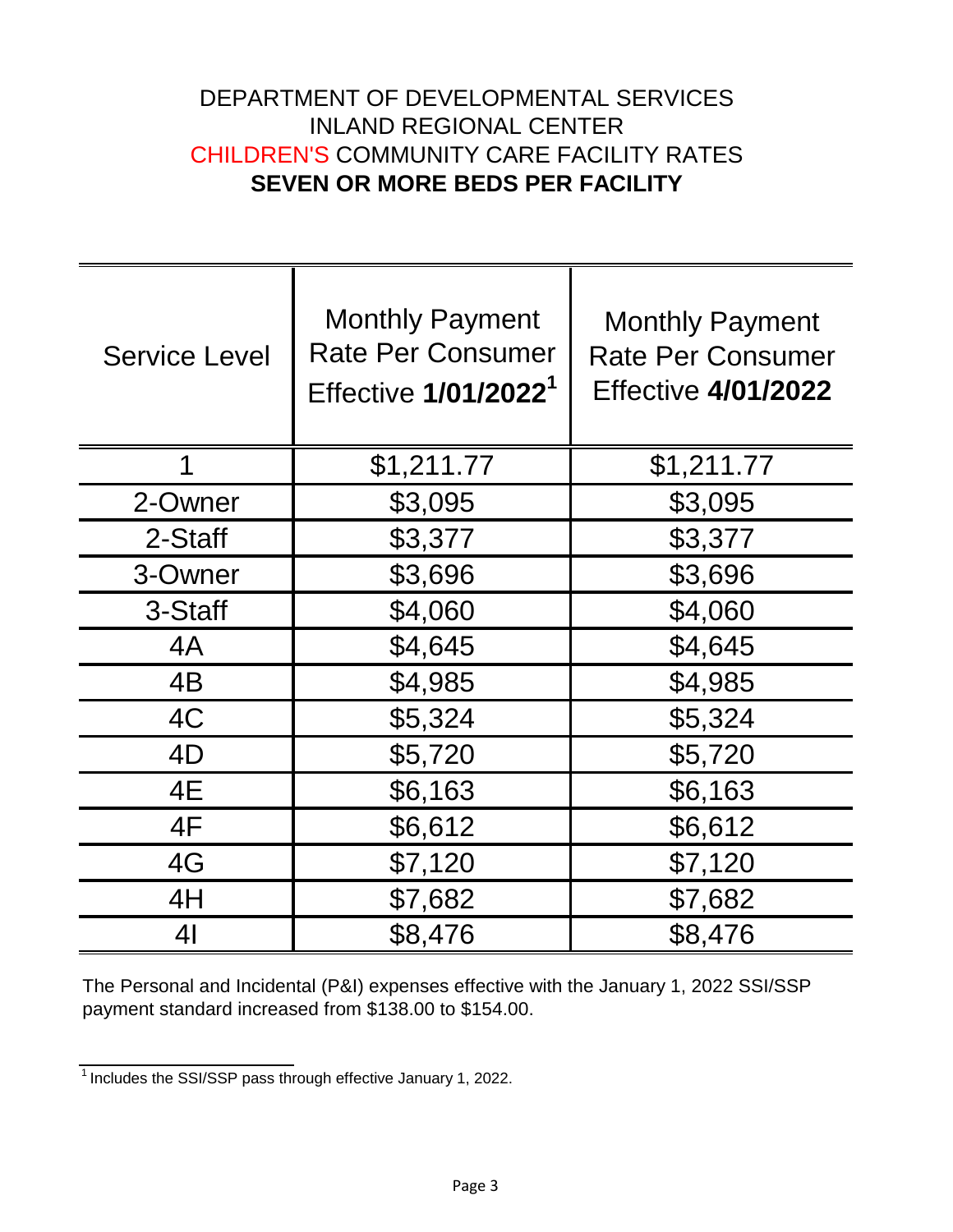# DEPARTMENT OF DEVELOPMENTAL SERVICES
# INLAND REGIONAL CENTER
# CHILDREN'S COMMUNITY CARE FACILITY RATES
# **SEVEN OR MORE BEDS PER FACILITY**

| Service Level | Monthly Payment Rate Per Consumer Effective **1/01/2022**[1] | Monthly Payment Rate Per Consumer Effective **4/01/2022** |
|---|---|---|
| 1 | $1,211.77 | $1,211.77 |
| 2-Owner | $3,095 | $3,095 |
| 2-Staff | $3,377 | $3,377 |
| 3-Owner | $3,696 | $3,696 |
| 3-Staff | $4,060 | $4,060 |
| 4A | $4,645 | $4,645 |
| 4B | $4,985 | $4,985 |
| 4C | $5,324 | $5,324 |
| 4D | $5,720 | $5,720 |
| 4E | $6,163 | $6,163 |
| 4F | $6,612 | $6,612 |
| 4G | $7,120 | $7,120 |
| 4H | $7,682 | $7,682 |
| 4I | $8,476 | $8,476 |

The Personal and Incidental (P&I) expenses effective with the January 1, 2022 SSI/SSP payment standard increased from $138.00 to $154.00.

[1] Includes the SSI/SSP pass through effective January 1, 2022.